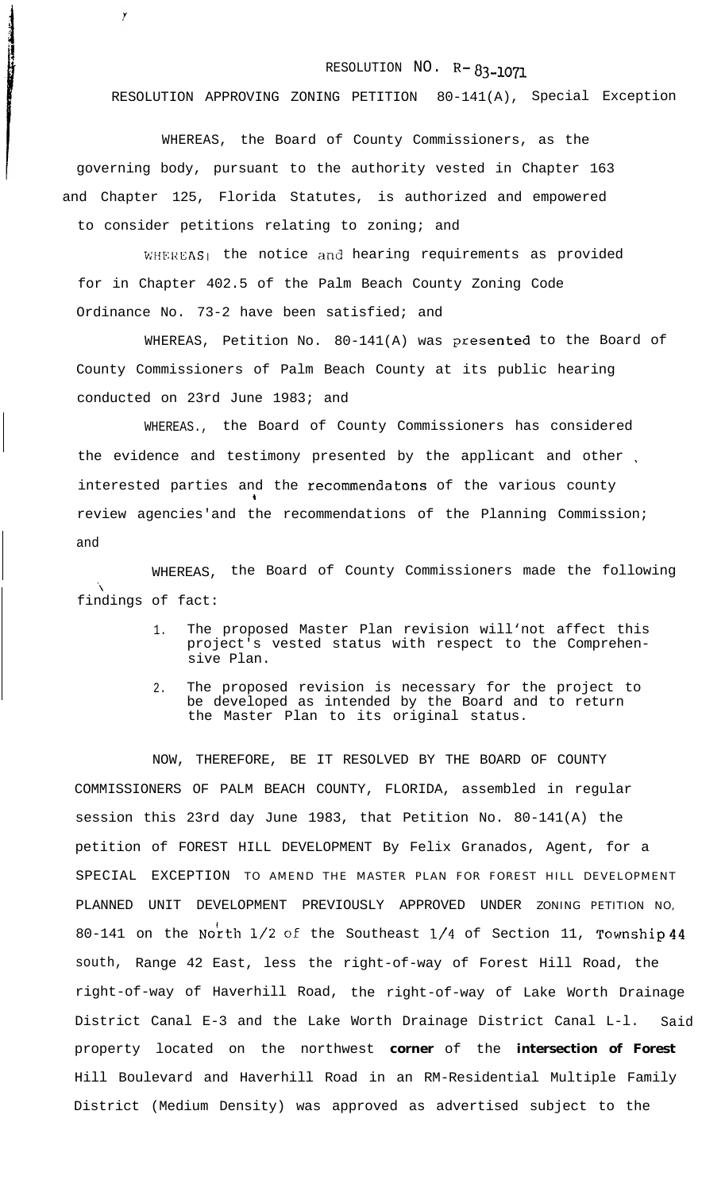RESOLUTION NO. R-83-1071

RESOLUTION APPROVING ZONING PETITION 80-141(A), Special Exception

WHEREAS, the Board of County Commissioners, as the governing body, pursuant to the authority vested in Chapter 163 and Chapter 125, Florida Statutes, is authorized and empowered to consider petitions relating to zoning; and

WHEREAS, the notice and hearing requirements as provided for in Chapter 402.5 of the Palm Beach County Zoning Code Ordinance No. 73-2 have been satisfied; and

WHEREAS, Petition No. 80-141(A) was presented to the Board of County Commissioners of Palm Beach County at its public hearing conducted on 23rd June 1983; and

WHEREAS., the Board of County Commissioners has considered the evidence and testimony presented by the applicant and other interested parties and the recommendatons of the various county review agencies'and the recommendations of the Planning Commission; and

WHEREAS, the Board of County Commissioners made the following findings of fact:

1. The proposed Master Plan revision will'not affect this project's vested status with respect to the Comprehensive Plan.
2. The proposed revision is necessary for the project to be developed as intended by the Board and to return the Master Plan to its original status.

NOW, THEREFORE, BE IT RESOLVED BY THE BOARD OF COUNTY COMMISSIONERS OF PALM BEACH COUNTY, FLORIDA, assembled in regular session this 23rd day June 1983, that Petition No. 80-141(A) the petition of FOREST HILL DEVELOPMENT By Felix Granados, Agent, for a SPECIAL EXCEPTION TO AMEND THE MASTER PLAN FOR FOREST HILL DEVELOPMENT PLANNED UNIT DEVELOPMENT PREVIOUSLY APPROVED UNDER ZONING PETITION NO, 80-141 on the North 1/2 of the Southeast 1/4 of Section 11, Township 44 south, Range 42 East, less the right-of-way of Forest Hill Road, the right-of-way of Haverhill Road, the right-of-way of Lake Worth Drainage District Canal E-3 and the Lake Worth Drainage District Canal L-l. Said property located on the northwest corner of the intersection of Forest Hill Boulevard and Haverhill Road in an RM-Residential Multiple Family District (Medium Density) was approved as advertised subject to the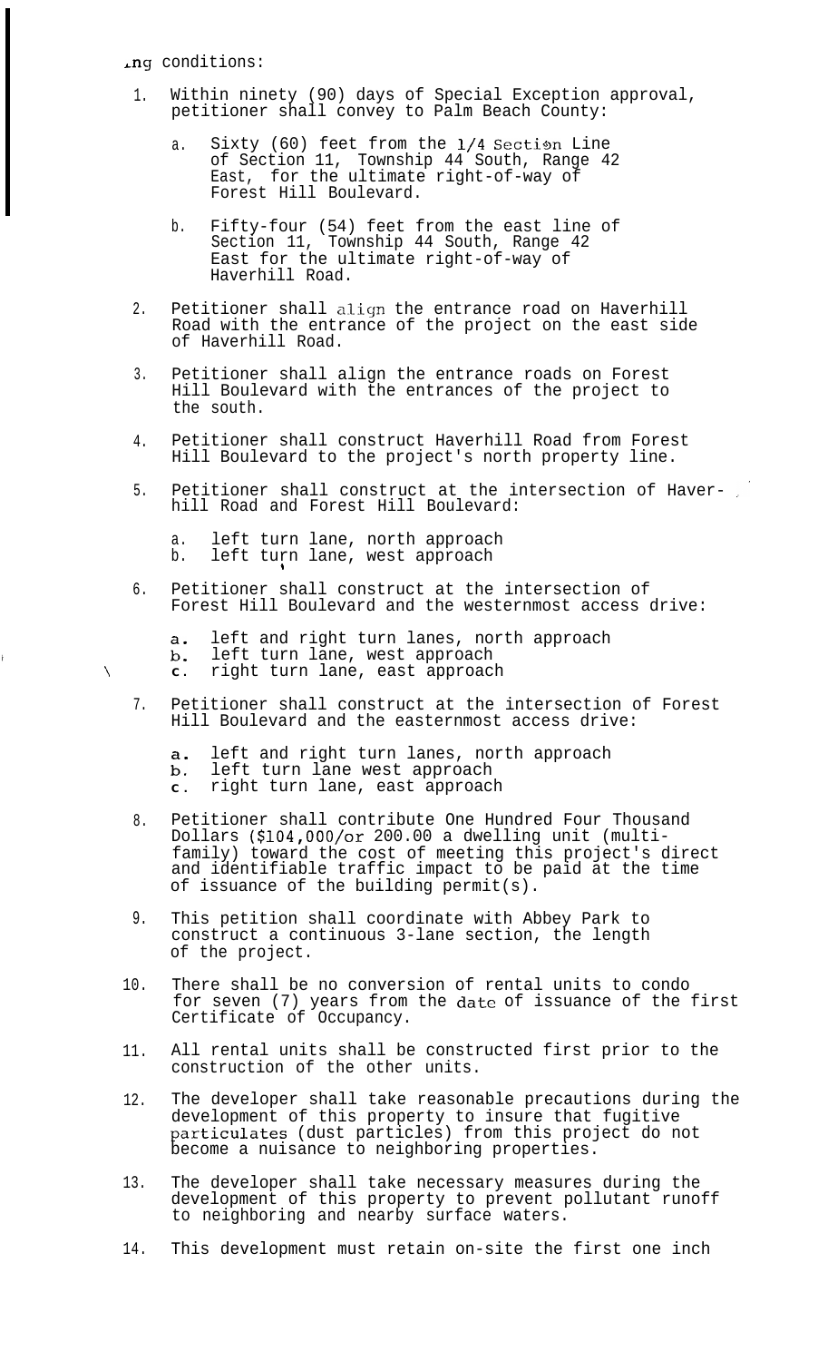ing conditions:

1. Within ninety (90) days of Special Exception approval, petitioner shall convey to Palm Beach County:

   a. Sixty (60) feet from the 1/4 Section Line of Section 11, Township 44 South, Range 42 East, for the ultimate right-of-way of Forest Hill Boulevard.

   b. Fifty-four (54) feet from the east line of Section 11, Township 44 South, Range 42 East for the ultimate right-of-way of Haverhill Road.

2. Petitioner shall align the entrance road on Haverhill Road with the entrance of the project on the east side of Haverhill Road.

3. Petitioner shall align the entrance roads on Forest Hill Boulevard with the entrances of the project to the south.

4. Petitioner shall construct Haverhill Road from Forest Hill Boulevard to the project's north property line.

5. Petitioner shall construct at the intersection of Haverhill Road and Forest Hill Boulevard:

   a. left turn lane, north approach
   b. left turn lane, west approach

6. Petitioner shall construct at the intersection of Forest Hill Boulevard and the westernmost access drive:

   a. left and right turn lanes, north approach
   b. left turn lane, west approach
   c. right turn lane, east approach

7. Petitioner shall construct at the intersection of Forest Hill Boulevard and the easternmost access drive:

   a. left and right turn lanes, north approach
   b. left turn lane west approach
   c. right turn lane, east approach

8. Petitioner shall contribute One Hundred Four Thousand Dollars ($104,000/or 200.00 a dwelling unit (multi-family) toward the cost of meeting this project's direct and identifiable traffic impact to be paid at the time of issuance of the building permit(s).

9. This petition shall coordinate with Abbey Park to construct a continuous 3-lane section, the length of the project.

10. There shall be no conversion of rental units to condo for seven (7) years from the date of issuance of the first Certificate of Occupancy.

11. All rental units shall be constructed first prior to the construction of the other units.

12. The developer shall take reasonable precautions during the development of this property to insure that fugitive particulates (dust particles) from this project do not become a nuisance to neighboring properties.

13. The developer shall take necessary measures during the development of this property to prevent pollutant runoff to neighboring and nearby surface waters.

14. This development must retain on-site the first one inch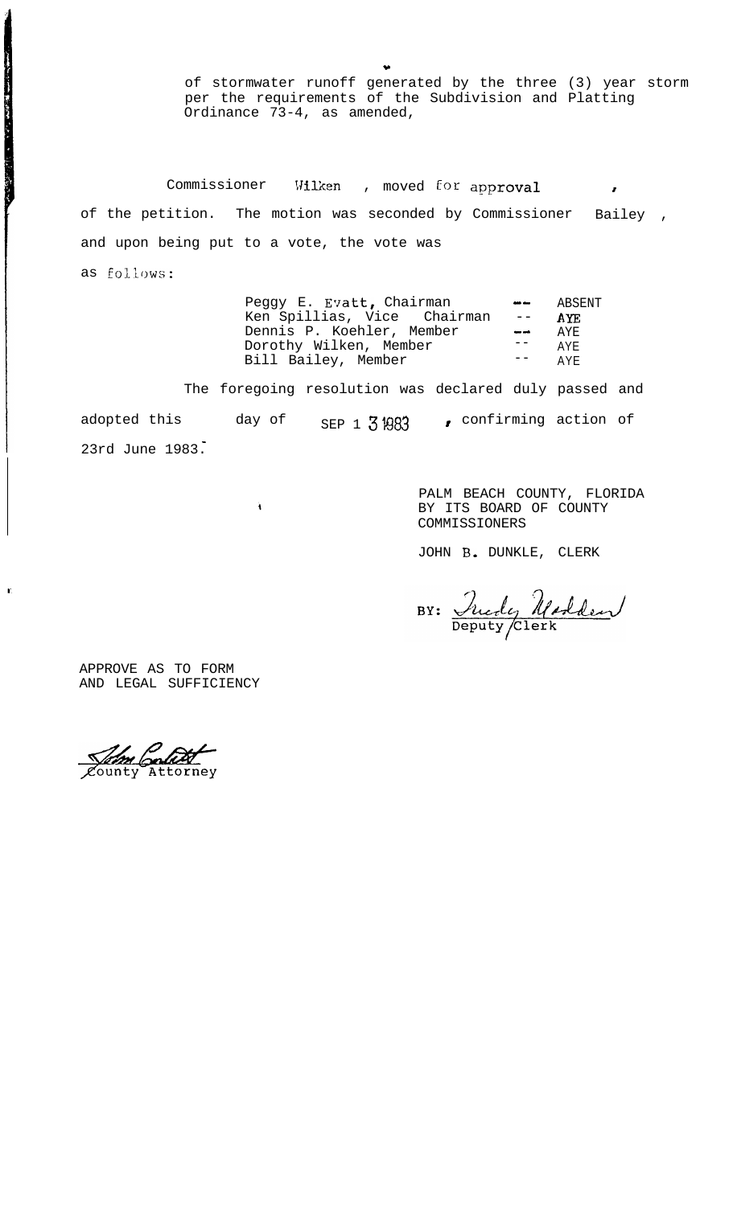of stormwater runoff generated by the three (3) year storm per the requirements of the Subdivision and Platting Ordinance 73-4, as amended,

Commissioner Wilken, moved for approval, of the petition. The motion was seconded by Commissioner Bailey, and upon being put to a vote, the vote was as follows:

| | | |
|---|---|---|
| Peggy E. Evatt, Chairman | -- | ABSENT |
| Ken Spillias, Vice Chairman | -- | AYE |
| Dennis P. Koehler, Member | -- | AYE |
| Dorothy Wilken, Member | -- | AYE |
| Bill Bailey, Member | -- | AYE |

The foregoing resolution was declared duly passed and adopted this day of SEP 1 3 1983, confirming action of 23rd June 1983.

PALM BEACH COUNTY, FLORIDA
BY ITS BOARD OF COUNTY COMMISSIONERS

JOHN B. DUNKLE, CLERK

BY: Judy Madden
Deputy Clerk

APPROVE AS TO FORM
AND LEGAL SUFFICIENCY

County Attorney